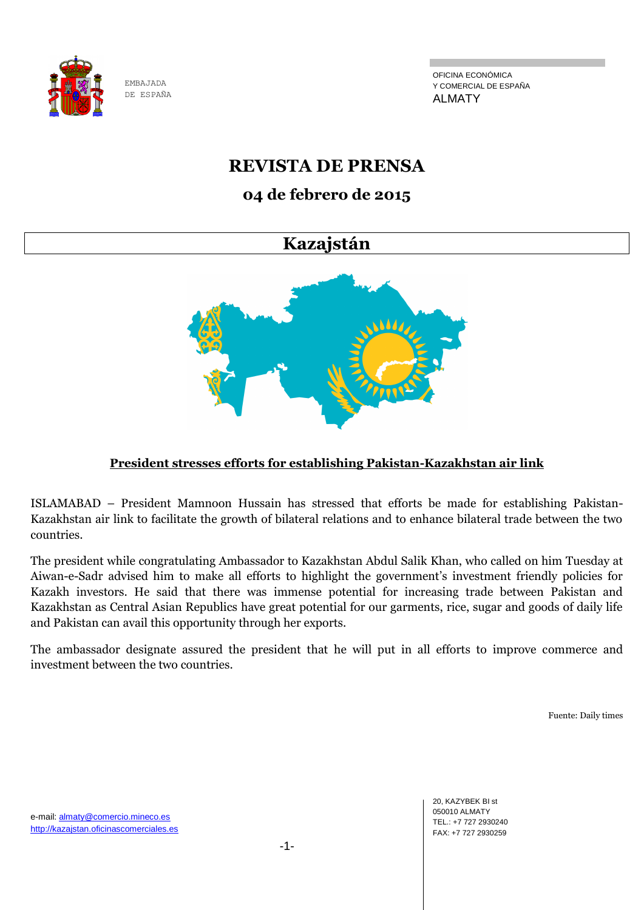EMBAJADA
DE ESPAÑA

OFICINA ECONÓMICA
Y COMERCIAL DE ESPAÑA
ALMATY

# REVISTA DE PRENSA

## 04 de febrero de 2015

## Kazajstán

### President stresses efforts for establishing Pakistan-Kazakhstan air link

ISLAMABAD – President Mamnoon Hussain has stressed that efforts be made for establishing Pakistan-Kazakhstan air link to facilitate the growth of bilateral relations and to enhance bilateral trade between the two countries.

The president while congratulating Ambassador to Kazakhstan Abdul Salik Khan, who called on him Tuesday at Aiwan-e-Sadr advised him to make all efforts to highlight the government's investment friendly policies for Kazakh investors. He said that there was immense potential for increasing trade between Pakistan and Kazakhstan as Central Asian Republics have great potential for our garments, rice, sugar and goods of daily life and Pakistan can avail this opportunity through her exports.

The ambassador designate assured the president that he will put in all efforts to improve commerce and investment between the two countries.

Fuente: Daily times

e-mail: almaty@comercio.mineco.es
http://kazajstan.oficinascomerciales.es

20, KAZYBEK BI st
050010 ALMATY
TEL.: +7 727 2930240
FAX: +7 727 2930259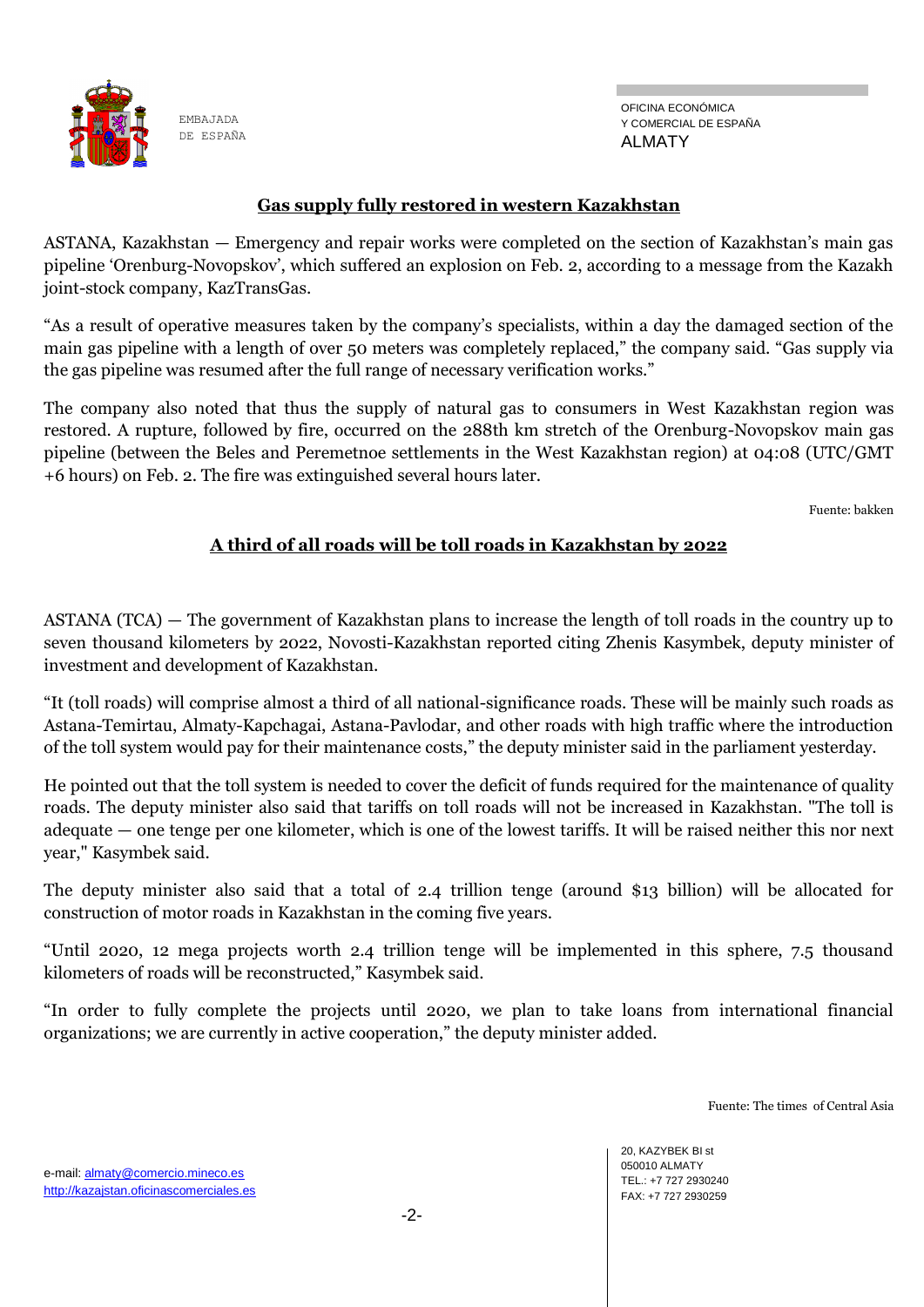## Gas supply fully restored in western Kazakhstan

ASTANA, Kazakhstan — Emergency and repair works were completed on the section of Kazakhstan's main gas pipeline 'Orenburg-Novopskov', which suffered an explosion on Feb. 2, according to a message from the Kazakh joint-stock company, KazTransGas.

"As a result of operative measures taken by the company's specialists, within a day the damaged section of the main gas pipeline with a length of over 50 meters was completely replaced," the company said. "Gas supply via the gas pipeline was resumed after the full range of necessary verification works."

The company also noted that thus the supply of natural gas to consumers in West Kazakhstan region was restored. A rupture, followed by fire, occurred on the 288th km stretch of the Orenburg-Novopskov main gas pipeline (between the Beles and Peremetnoe settlements in the West Kazakhstan region) at 04:08 (UTC/GMT +6 hours) on Feb. 2. The fire was extinguished several hours later.

Fuente: bakken

## A third of all roads will be toll roads in Kazakhstan by 2022

ASTANA (TCA) — The government of Kazakhstan plans to increase the length of toll roads in the country up to seven thousand kilometers by 2022, Novosti-Kazakhstan reported citing Zhenis Kasymbek, deputy minister of investment and development of Kazakhstan.

"It (toll roads) will comprise almost a third of all national-significance roads. These will be mainly such roads as Astana-Temirtau, Almaty-Kapchagai, Astana-Pavlodar, and other roads with high traffic where the introduction of the toll system would pay for their maintenance costs," the deputy minister said in the parliament yesterday.

He pointed out that the toll system is needed to cover the deficit of funds required for the maintenance of quality roads. The deputy minister also said that tariffs on toll roads will not be increased in Kazakhstan. "The toll is adequate — one tenge per one kilometer, which is one of the lowest tariffs. It will be raised neither this nor next year," Kasymbek said.

The deputy minister also said that a total of 2.4 trillion tenge (around $13 billion) will be allocated for construction of motor roads in Kazakhstan in the coming five years.

"Until 2020, 12 mega projects worth 2.4 trillion tenge will be implemented in this sphere, 7.5 thousand kilometers of roads will be reconstructed," Kasymbek said.

"In order to fully complete the projects until 2020, we plan to take loans from international financial organizations; we are currently in active cooperation," the deputy minister added.

Fuente: The times of Central Asia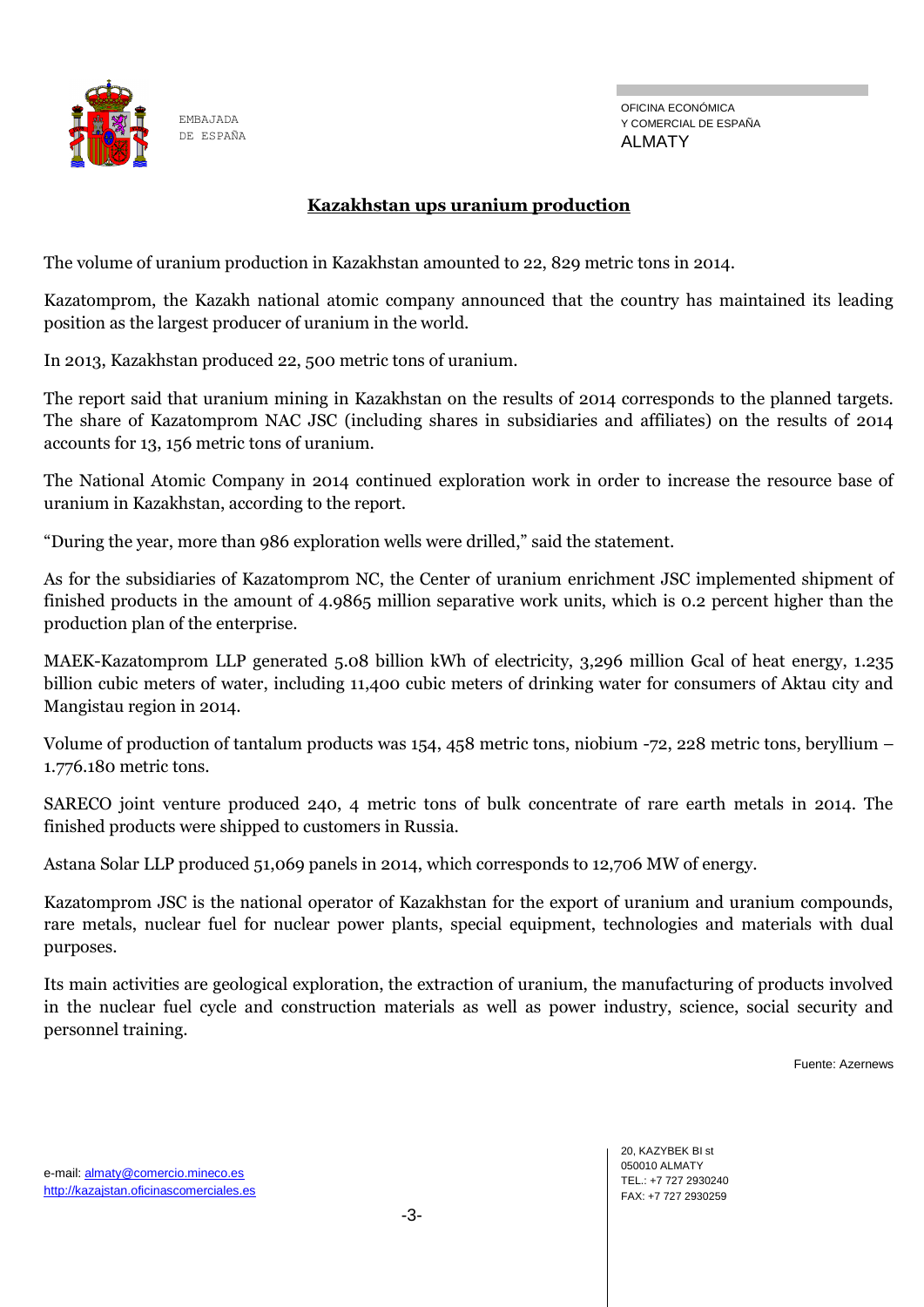## Kazakhstan ups uranium production

The volume of uranium production in Kazakhstan amounted to 22, 829 metric tons in 2014.

Kazatomprom, the Kazakh national atomic company announced that the country has maintained its leading position as the largest producer of uranium in the world.

In 2013, Kazakhstan produced 22, 500 metric tons of uranium.

The report said that uranium mining in Kazakhstan on the results of 2014 corresponds to the planned targets. The share of Kazatomprom NAC JSC (including shares in subsidiaries and affiliates) on the results of 2014 accounts for 13, 156 metric tons of uranium.

The National Atomic Company in 2014 continued exploration work in order to increase the resource base of uranium in Kazakhstan, according to the report.

"During the year, more than 986 exploration wells were drilled," said the statement.

As for the subsidiaries of Kazatomprom NC, the Center of uranium enrichment JSC implemented shipment of finished products in the amount of 4.9865 million separative work units, which is 0.2 percent higher than the production plan of the enterprise.

MAEK-Kazatomprom LLP generated 5.08 billion kWh of electricity, 3,296 million Gcal of heat energy, 1.235 billion cubic meters of water, including 11,400 cubic meters of drinking water for consumers of Aktau city and Mangistau region in 2014.

Volume of production of tantalum products was 154, 458 metric tons, niobium -72, 228 metric tons, beryllium – 1.776.180 metric tons.

SARECO joint venture produced 240, 4 metric tons of bulk concentrate of rare earth metals in 2014. The finished products were shipped to customers in Russia.

Astana Solar LLP produced 51,069 panels in 2014, which corresponds to 12,706 MW of energy.

Kazatomprom JSC is the national operator of Kazakhstan for the export of uranium and uranium compounds, rare metals, nuclear fuel for nuclear power plants, special equipment, technologies and materials with dual purposes.

Its main activities are geological exploration, the extraction of uranium, the manufacturing of products involved in the nuclear fuel cycle and construction materials as well as power industry, science, social security and personnel training.

Fuente: Azernews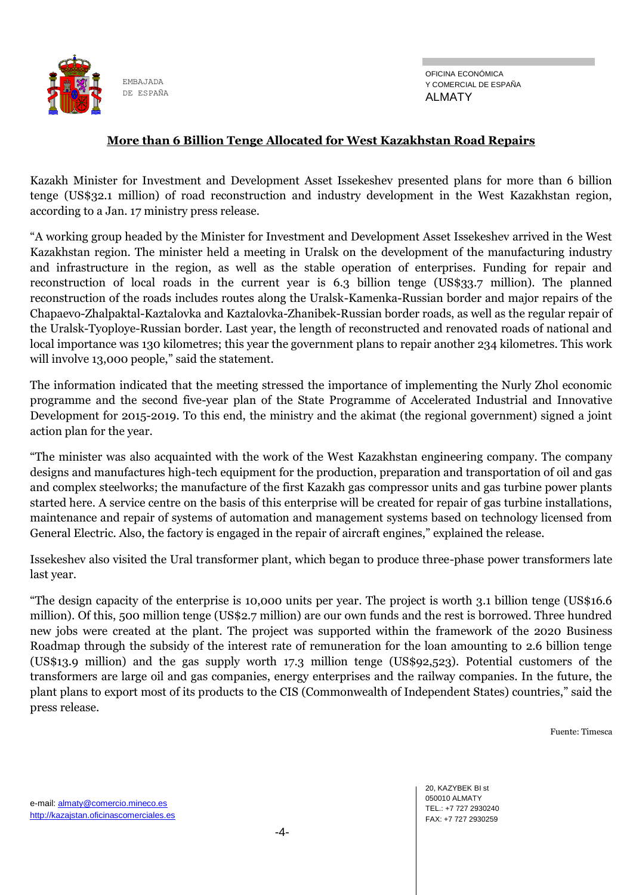## More than 6 Billion Tenge Allocated for West Kazakhstan Road Repairs

Kazakh Minister for Investment and Development Asset Issekeshev presented plans for more than 6 billion tenge (US$32.1 million) of road reconstruction and industry development in the West Kazakhstan region, according to a Jan. 17 ministry press release.

"A working group headed by the Minister for Investment and Development Asset Issekeshev arrived in the West Kazakhstan region. The minister held a meeting in Uralsk on the development of the manufacturing industry and infrastructure in the region, as well as the stable operation of enterprises. Funding for repair and reconstruction of local roads in the current year is 6.3 billion tenge (US$33.7 million). The planned reconstruction of the roads includes routes along the Uralsk-Kamenka-Russian border and major repairs of the Chapaevo-Zhalpaktal-Kaztalovka and Kaztalovka-Zhanibek-Russian border roads, as well as the regular repair of the Uralsk-Tyoploye-Russian border. Last year, the length of reconstructed and renovated roads of national and local importance was 130 kilometres; this year the government plans to repair another 234 kilometres. This work will involve 13,000 people," said the statement.

The information indicated that the meeting stressed the importance of implementing the Nurly Zhol economic programme and the second five-year plan of the State Programme of Accelerated Industrial and Innovative Development for 2015-2019. To this end, the ministry and the akimat (the regional government) signed a joint action plan for the year.

"The minister was also acquainted with the work of the West Kazakhstan engineering company. The company designs and manufactures high-tech equipment for the production, preparation and transportation of oil and gas and complex steelworks; the manufacture of the first Kazakh gas compressor units and gas turbine power plants started here. A service centre on the basis of this enterprise will be created for repair of gas turbine installations, maintenance and repair of systems of automation and management systems based on technology licensed from General Electric. Also, the factory is engaged in the repair of aircraft engines," explained the release.

Issekeshev also visited the Ural transformer plant, which began to produce three-phase power transformers late last year.

"The design capacity of the enterprise is 10,000 units per year. The project is worth 3.1 billion tenge (US$16.6 million). Of this, 500 million tenge (US$2.7 million) are our own funds and the rest is borrowed. Three hundred new jobs were created at the plant. The project was supported within the framework of the 2020 Business Roadmap through the subsidy of the interest rate of remuneration for the loan amounting to 2.6 billion tenge (US$13.9 million) and the gas supply worth 17.3 million tenge (US$92,523). Potential customers of the transformers are large oil and gas companies, energy enterprises and the railway companies. In the future, the plant plans to export most of its products to the CIS (Commonwealth of Independent States) countries," said the press release.

Fuente: Timesca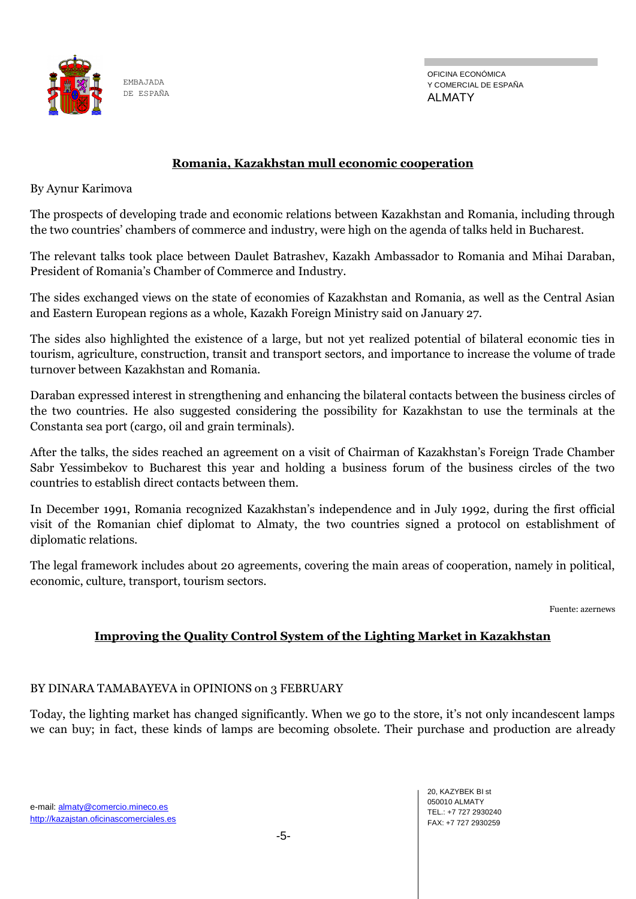## Romania, Kazakhstan mull economic cooperation

By Aynur Karimova

The prospects of developing trade and economic relations between Kazakhstan and Romania, including through the two countries' chambers of commerce and industry, were high on the agenda of talks held in Bucharest.

The relevant talks took place between Daulet Batrashev, Kazakh Ambassador to Romania and Mihai Daraban, President of Romania's Chamber of Commerce and Industry.

The sides exchanged views on the state of economies of Kazakhstan and Romania, as well as the Central Asian and Eastern European regions as a whole, Kazakh Foreign Ministry said on January 27.

The sides also highlighted the existence of a large, but not yet realized potential of bilateral economic ties in tourism, agriculture, construction, transit and transport sectors, and importance to increase the volume of trade turnover between Kazakhstan and Romania.

Daraban expressed interest in strengthening and enhancing the bilateral contacts between the business circles of the two countries. He also suggested considering the possibility for Kazakhstan to use the terminals at the Constanta sea port (cargo, oil and grain terminals).

After the talks, the sides reached an agreement on a visit of Chairman of Kazakhstan's Foreign Trade Chamber Sabr Yessimbekov to Bucharest this year and holding a business forum of the business circles of the two countries to establish direct contacts between them.

In December 1991, Romania recognized Kazakhstan's independence and in July 1992, during the first official visit of the Romanian chief diplomat to Almaty, the two countries signed a protocol on establishment of diplomatic relations.

The legal framework includes about 20 agreements, covering the main areas of cooperation, namely in political, economic, culture, transport, tourism sectors.

Fuente: azernews

## Improving the Quality Control System of the Lighting Market in Kazakhstan

BY DINARA TAMABAYEVA in OPINIONS on 3 FEBRUARY

Today, the lighting market has changed significantly. When we go to the store, it's not only incandescent lamps we can buy; in fact, these kinds of lamps are becoming obsolete. Their purchase and production are already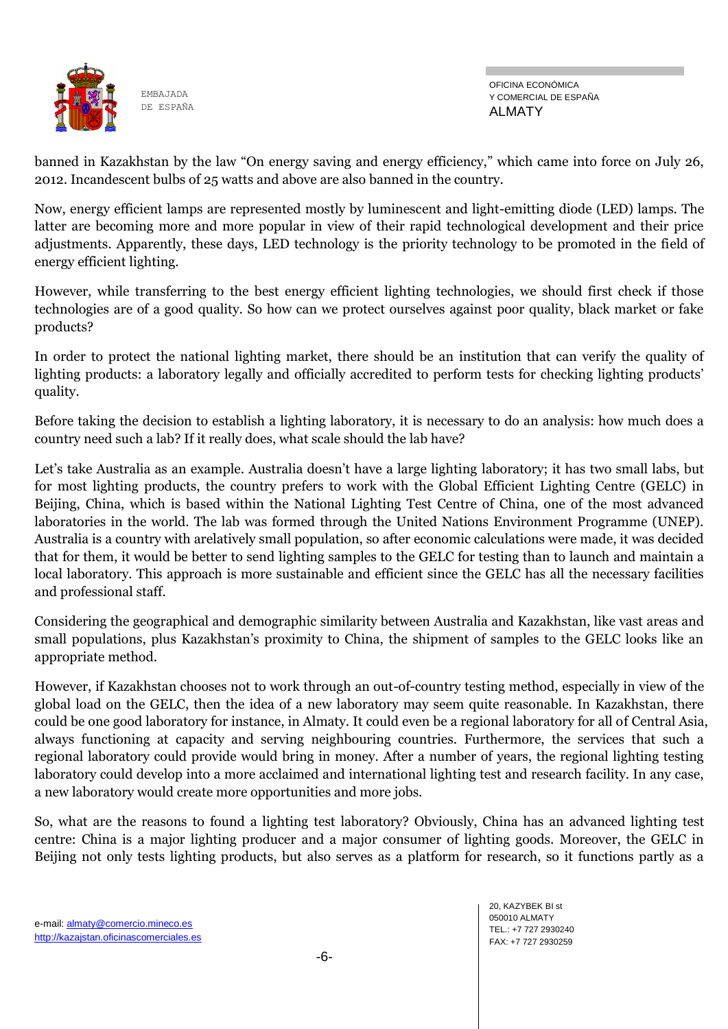banned in Kazakhstan by the law "On energy saving and energy efficiency," which came into force on July 26, 2012. Incandescent bulbs of 25 watts and above are also banned in the country.

Now, energy efficient lamps are represented mostly by luminescent and light-emitting diode (LED) lamps. The latter are becoming more and more popular in view of their rapid technological development and their price adjustments. Apparently, these days, LED technology is the priority technology to be promoted in the field of energy efficient lighting.

However, while transferring to the best energy efficient lighting technologies, we should first check if those technologies are of a good quality. So how can we protect ourselves against poor quality, black market or fake products?

In order to protect the national lighting market, there should be an institution that can verify the quality of lighting products: a laboratory legally and officially accredited to perform tests for checking lighting products' quality.

Before taking the decision to establish a lighting laboratory, it is necessary to do an analysis: how much does a country need such a lab? If it really does, what scale should the lab have?

Let's take Australia as an example. Australia doesn't have a large lighting laboratory; it has two small labs, but for most lighting products, the country prefers to work with the Global Efficient Lighting Centre (GELC) in Beijing, China, which is based within the National Lighting Test Centre of China, one of the most advanced laboratories in the world. The lab was formed through the United Nations Environment Programme (UNEP). Australia is a country with arelatively small population, so after economic calculations were made, it was decided that for them, it would be better to send lighting samples to the GELC for testing than to launch and maintain a local laboratory. This approach is more sustainable and efficient since the GELC has all the necessary facilities and professional staff.

Considering the geographical and demographic similarity between Australia and Kazakhstan, like vast areas and small populations, plus Kazakhstan's proximity to China, the shipment of samples to the GELC looks like an appropriate method.

However, if Kazakhstan chooses not to work through an out-of-country testing method, especially in view of the global load on the GELC, then the idea of a new laboratory may seem quite reasonable. In Kazakhstan, there could be one good laboratory for instance, in Almaty. It could even be a regional laboratory for all of Central Asia, always functioning at capacity and serving neighbouring countries. Furthermore, the services that such a regional laboratory could provide would bring in money. After a number of years, the regional lighting testing laboratory could develop into a more acclaimed and international lighting test and research facility. In any case, a new laboratory would create more opportunities and more jobs.

So, what are the reasons to found a lighting test laboratory? Obviously, China has an advanced lighting test centre: China is a major lighting producer and a major consumer of lighting goods. Moreover, the GELC in Beijing not only tests lighting products, but also serves as a platform for research, so it functions partly as a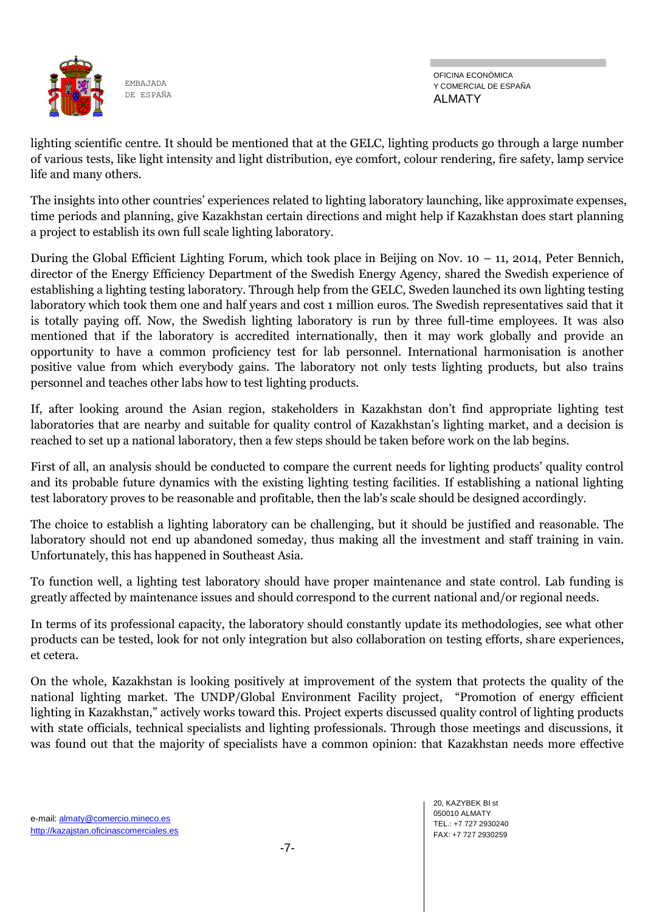lighting scientific centre. It should be mentioned that at the GELC, lighting products go through a large number of various tests, like light intensity and light distribution, eye comfort, colour rendering, fire safety, lamp service life and many others.

The insights into other countries' experiences related to lighting laboratory launching, like approximate expenses, time periods and planning, give Kazakhstan certain directions and might help if Kazakhstan does start planning a project to establish its own full scale lighting laboratory.

During the Global Efficient Lighting Forum, which took place in Beijing on Nov. 10 – 11, 2014, Peter Bennich, director of the Energy Efficiency Department of the Swedish Energy Agency, shared the Swedish experience of establishing a lighting testing laboratory. Through help from the GELC, Sweden launched its own lighting testing laboratory which took them one and half years and cost 1 million euros. The Swedish representatives said that it is totally paying off. Now, the Swedish lighting laboratory is run by three full-time employees. It was also mentioned that if the laboratory is accredited internationally, then it may work globally and provide an opportunity to have a common proficiency test for lab personnel. International harmonisation is another positive value from which everybody gains. The laboratory not only tests lighting products, but also trains personnel and teaches other labs how to test lighting products.

If, after looking around the Asian region, stakeholders in Kazakhstan don't find appropriate lighting test laboratories that are nearby and suitable for quality control of Kazakhstan's lighting market, and a decision is reached to set up a national laboratory, then a few steps should be taken before work on the lab begins.

First of all, an analysis should be conducted to compare the current needs for lighting products' quality control and its probable future dynamics with the existing lighting testing facilities. If establishing a national lighting test laboratory proves to be reasonable and profitable, then the lab's scale should be designed accordingly.

The choice to establish a lighting laboratory can be challenging, but it should be justified and reasonable. The laboratory should not end up abandoned someday, thus making all the investment and staff training in vain. Unfortunately, this has happened in Southeast Asia.

To function well, a lighting test laboratory should have proper maintenance and state control. Lab funding is greatly affected by maintenance issues and should correspond to the current national and/or regional needs.

In terms of its professional capacity, the laboratory should constantly update its methodologies, see what other products can be tested, look for not only integration but also collaboration on testing efforts, share experiences, et cetera.

On the whole, Kazakhstan is looking positively at improvement of the system that protects the quality of the national lighting market. The UNDP/Global Environment Facility project, "Promotion of energy efficient lighting in Kazakhstan," actively works toward this. Project experts discussed quality control of lighting products with state officials, technical specialists and lighting professionals. Through those meetings and discussions, it was found out that the majority of specialists have a common opinion: that Kazakhstan needs more effective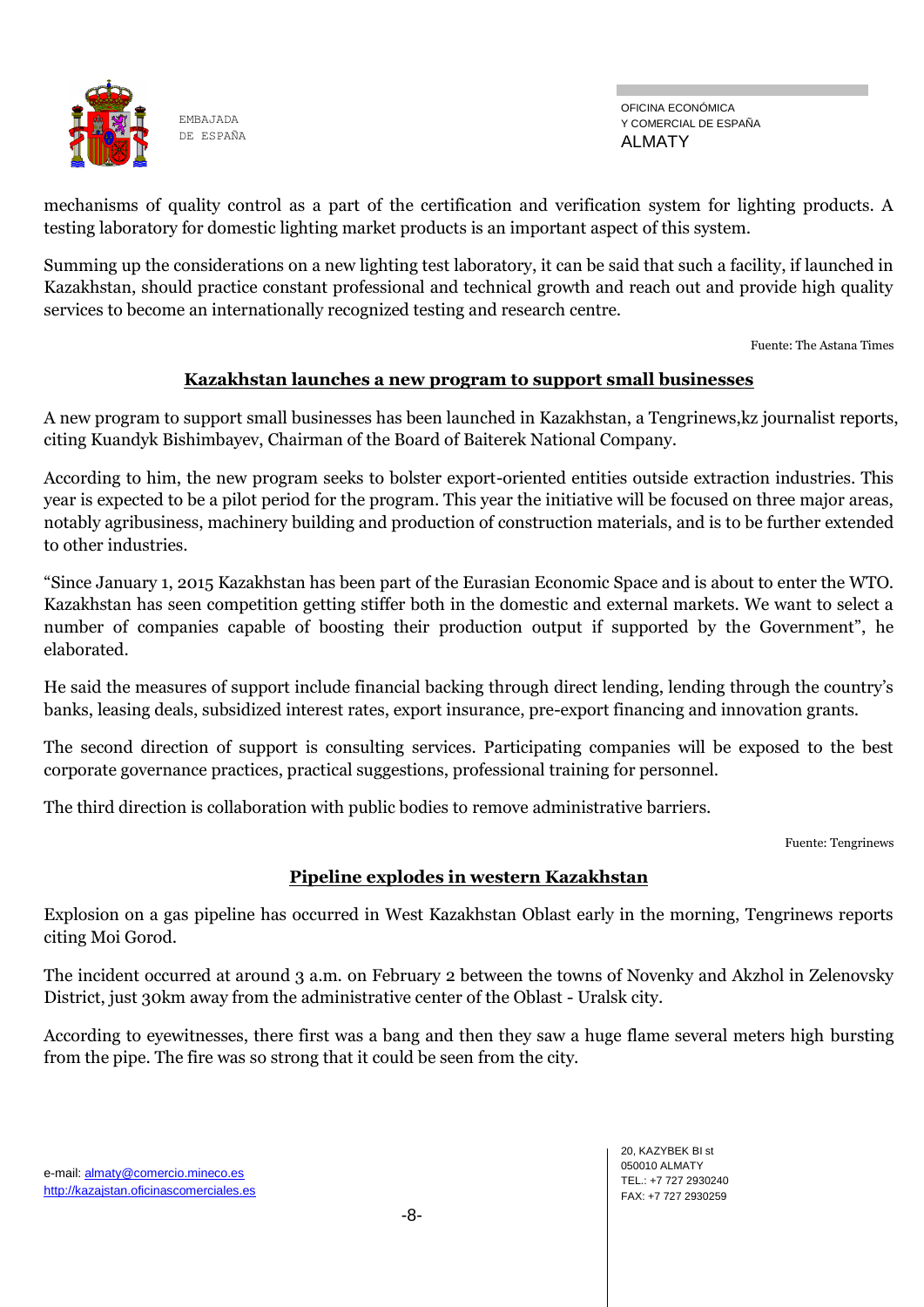mechanisms of quality control as a part of the certification and verification system for lighting products. A testing laboratory for domestic lighting market products is an important aspect of this system.

Summing up the considerations on a new lighting test laboratory, it can be said that such a facility, if launched in Kazakhstan, should practice constant professional and technical growth and reach out and provide high quality services to become an internationally recognized testing and research centre.

Fuente: The Astana Times

## Kazakhstan launches a new program to support small businesses

A new program to support small businesses has been launched in Kazakhstan, a Tengrinews,kz journalist reports, citing Kuandyk Bishimbayev, Chairman of the Board of Baiterek National Company.

According to him, the new program seeks to bolster export-oriented entities outside extraction industries. This year is expected to be a pilot period for the program. This year the initiative will be focused on three major areas, notably agribusiness, machinery building and production of construction materials, and is to be further extended to other industries.

"Since January 1, 2015 Kazakhstan has been part of the Eurasian Economic Space and is about to enter the WTO. Kazakhstan has seen competition getting stiffer both in the domestic and external markets. We want to select a number of companies capable of boosting their production output if supported by the Government", he elaborated.

He said the measures of support include financial backing through direct lending, lending through the country's banks, leasing deals, subsidized interest rates, export insurance, pre-export financing and innovation grants.

The second direction of support is consulting services. Participating companies will be exposed to the best corporate governance practices, practical suggestions, professional training for personnel.

The third direction is collaboration with public bodies to remove administrative barriers.

Fuente: Tengrinews

## Pipeline explodes in western Kazakhstan

Explosion on a gas pipeline has occurred in West Kazakhstan Oblast early in the morning, Tengrinews reports citing Moi Gorod.

The incident occurred at around 3 a.m. on February 2 between the towns of Novenky and Akzhol in Zelenovsky District, just 30km away from the administrative center of the Oblast - Uralsk city.

According to eyewitnesses, there first was a bang and then they saw a huge flame several meters high bursting from the pipe. The fire was so strong that it could be seen from the city.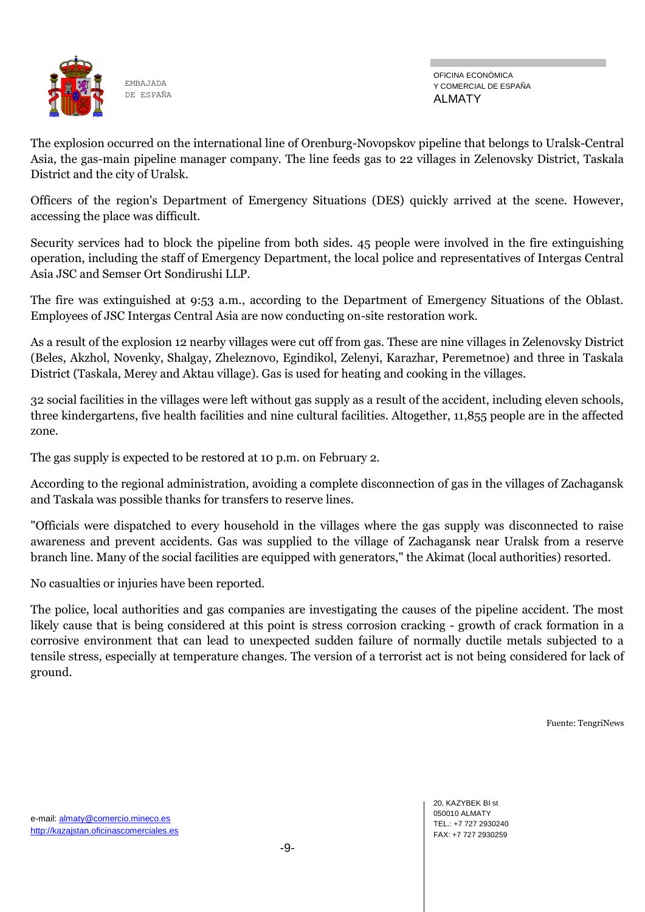The explosion occurred on the international line of Orenburg-Novopskov pipeline that belongs to Uralsk-Central Asia, the gas-main pipeline manager company. The line feeds gas to 22 villages in Zelenovsky District, Taskala District and the city of Uralsk.

Officers of the region's Department of Emergency Situations (DES) quickly arrived at the scene. However, accessing the place was difficult.

Security services had to block the pipeline from both sides. 45 people were involved in the fire extinguishing operation, including the staff of Emergency Department, the local police and representatives of Intergas Central Asia JSC and Semser Ort Sondirushi LLP.

The fire was extinguished at 9:53 a.m., according to the Department of Emergency Situations of the Oblast. Employees of JSC Intergas Central Asia are now conducting on-site restoration work.

As a result of the explosion 12 nearby villages were cut off from gas. These are nine villages in Zelenovsky District (Beles, Akzhol, Novenky, Shalgay, Zheleznovo, Egindikol, Zelenyi, Karazhar, Peremetnoe) and three in Taskala District (Taskala, Merey and Aktau village). Gas is used for heating and cooking in the villages.

32 social facilities in the villages were left without gas supply as a result of the accident, including eleven schools, three kindergartens, five health facilities and nine cultural facilities. Altogether, 11,855 people are in the affected zone.

The gas supply is expected to be restored at 10 p.m. on February 2.

According to the regional administration, avoiding a complete disconnection of gas in the villages of Zachagansk and Taskala was possible thanks for transfers to reserve lines.

"Officials were dispatched to every household in the villages where the gas supply was disconnected to raise awareness and prevent accidents. Gas was supplied to the village of Zachagansk near Uralsk from a reserve branch line. Many of the social facilities are equipped with generators," the Akimat (local authorities) resorted.

No casualties or injuries have been reported.

The police, local authorities and gas companies are investigating the causes of the pipeline accident. The most likely cause that is being considered at this point is stress corrosion cracking - growth of crack formation in a corrosive environment that can lead to unexpected sudden failure of normally ductile metals subjected to a tensile stress, especially at temperature changes. The version of a terrorist act is not being considered for lack of ground.

Fuente: TengriNews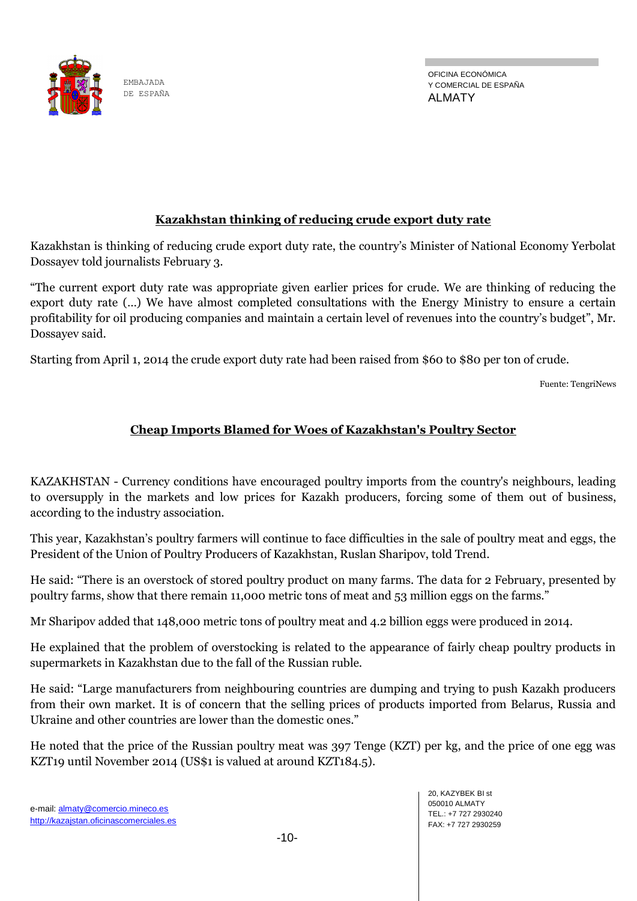## Kazakhstan thinking of reducing crude export duty rate

Kazakhstan is thinking of reducing crude export duty rate, the country's Minister of National Economy Yerbolat Dossayev told journalists February 3.

"The current export duty rate was appropriate given earlier prices for crude. We are thinking of reducing the export duty rate (...) We have almost completed consultations with the Energy Ministry to ensure a certain profitability for oil producing companies and maintain a certain level of revenues into the country's budget", Mr. Dossayev said.

Starting from April 1, 2014 the crude export duty rate had been raised from $60 to $80 per ton of crude.

Fuente: TengriNews

## Cheap Imports Blamed for Woes of Kazakhstan's Poultry Sector

KAZAKHSTAN - Currency conditions have encouraged poultry imports from the country's neighbours, leading to oversupply in the markets and low prices for Kazakh producers, forcing some of them out of business, according to the industry association.

This year, Kazakhstan's poultry farmers will continue to face difficulties in the sale of poultry meat and eggs, the President of the Union of Poultry Producers of Kazakhstan, Ruslan Sharipov, told Trend.

He said: "There is an overstock of stored poultry product on many farms. The data for 2 February, presented by poultry farms, show that there remain 11,000 metric tons of meat and 53 million eggs on the farms."

Mr Sharipov added that 148,000 metric tons of poultry meat and 4.2 billion eggs were produced in 2014.

He explained that the problem of overstocking is related to the appearance of fairly cheap poultry products in supermarkets in Kazakhstan due to the fall of the Russian ruble.

He said: "Large manufacturers from neighbouring countries are dumping and trying to push Kazakh producers from their own market. It is of concern that the selling prices of products imported from Belarus, Russia and Ukraine and other countries are lower than the domestic ones."

He noted that the price of the Russian poultry meat was 397 Tenge (KZT) per kg, and the price of one egg was KZT19 until November 2014 (US$1 is valued at around KZT184.5).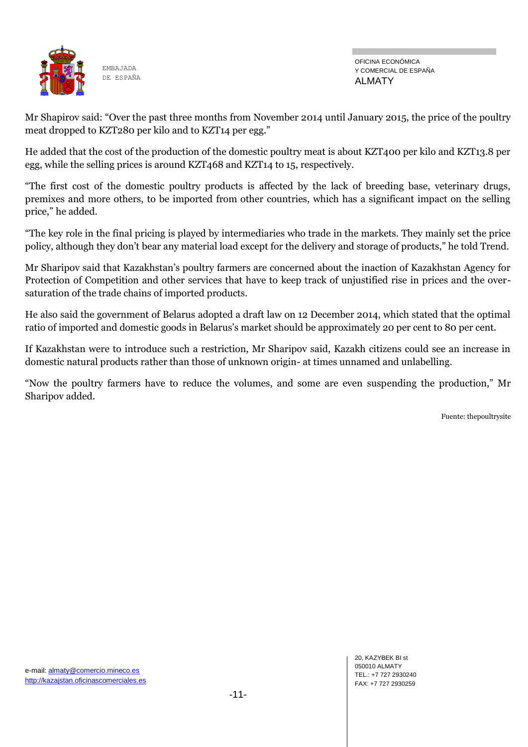Mr Shapirov said: "Over the past three months from November 2014 until January 2015, the price of the poultry meat dropped to KZT280 per kilo and to KZT14 per egg."

He added that the cost of the production of the domestic poultry meat is about KZT400 per kilo and KZT13.8 per egg, while the selling prices is around KZT468 and KZT14 to 15, respectively.

"The first cost of the domestic poultry products is affected by the lack of breeding base, veterinary drugs, premixes and more others, to be imported from other countries, which has a significant impact on the selling price," he added.

"The key role in the final pricing is played by intermediaries who trade in the markets. They mainly set the price policy, although they don't bear any material load except for the delivery and storage of products," he told Trend.

Mr Sharipov said that Kazakhstan's poultry farmers are concerned about the inaction of Kazakhstan Agency for Protection of Competition and other services that have to keep track of unjustified rise in prices and the over-saturation of the trade chains of imported products.

He also said the government of Belarus adopted a draft law on 12 December 2014, which stated that the optimal ratio of imported and domestic goods in Belarus's market should be approximately 20 per cent to 80 per cent.

If Kazakhstan were to introduce such a restriction, Mr Sharipov said, Kazakh citizens could see an increase in domestic natural products rather than those of unknown origin- at times unnamed and unlabelling.

"Now the poultry farmers have to reduce the volumes, and some are even suspending the production," Mr Sharipov added.

Fuente: thepoultrysite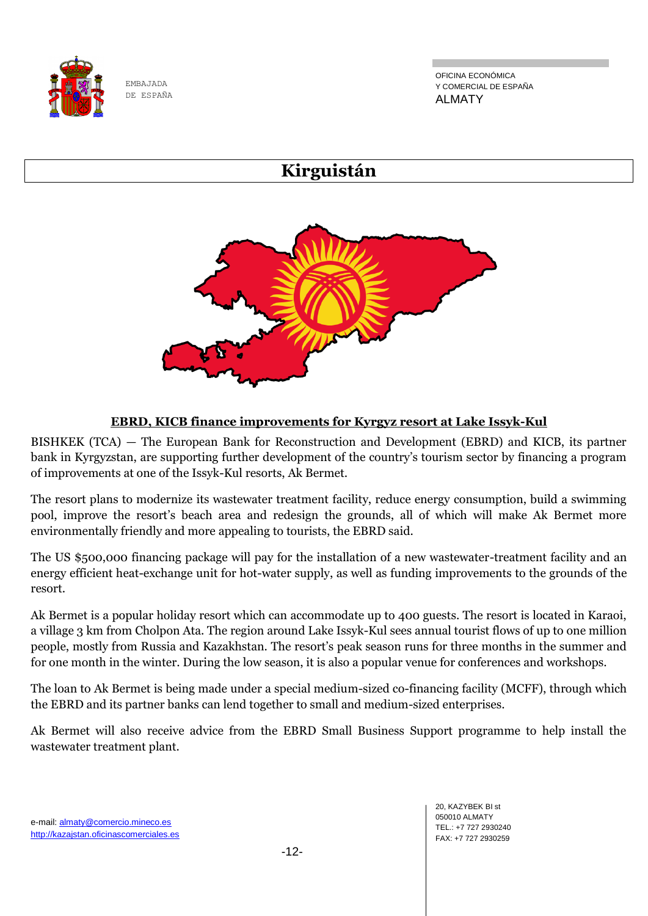# Kirguistán

## EBRD, KICB finance improvements for Kyrgyz resort at Lake Issyk-Kul

BISHKEK (TCA) — The European Bank for Reconstruction and Development (EBRD) and KICB, its partner bank in Kyrgyzstan, are supporting further development of the country's tourism sector by financing a program of improvements at one of the Issyk-Kul resorts, Ak Bermet.

The resort plans to modernize its wastewater treatment facility, reduce energy consumption, build a swimming pool, improve the resort's beach area and redesign the grounds, all of which will make Ak Bermet more environmentally friendly and more appealing to tourists, the EBRD said.

The US $500,000 financing package will pay for the installation of a new wastewater-treatment facility and an energy efficient heat-exchange unit for hot-water supply, as well as funding improvements to the grounds of the resort.

Ak Bermet is a popular holiday resort which can accommodate up to 400 guests. The resort is located in Karaoi, a village 3 km from Cholpon Ata. The region around Lake Issyk-Kul sees annual tourist flows of up to one million people, mostly from Russia and Kazakhstan. The resort's peak season runs for three months in the summer and for one month in the winter. During the low season, it is also a popular venue for conferences and workshops.

The loan to Ak Bermet is being made under a special medium-sized co-financing facility (MCFF), through which the EBRD and its partner banks can lend together to small and medium-sized enterprises.

Ak Bermet will also receive advice from the EBRD Small Business Support programme to help install the wastewater treatment plant.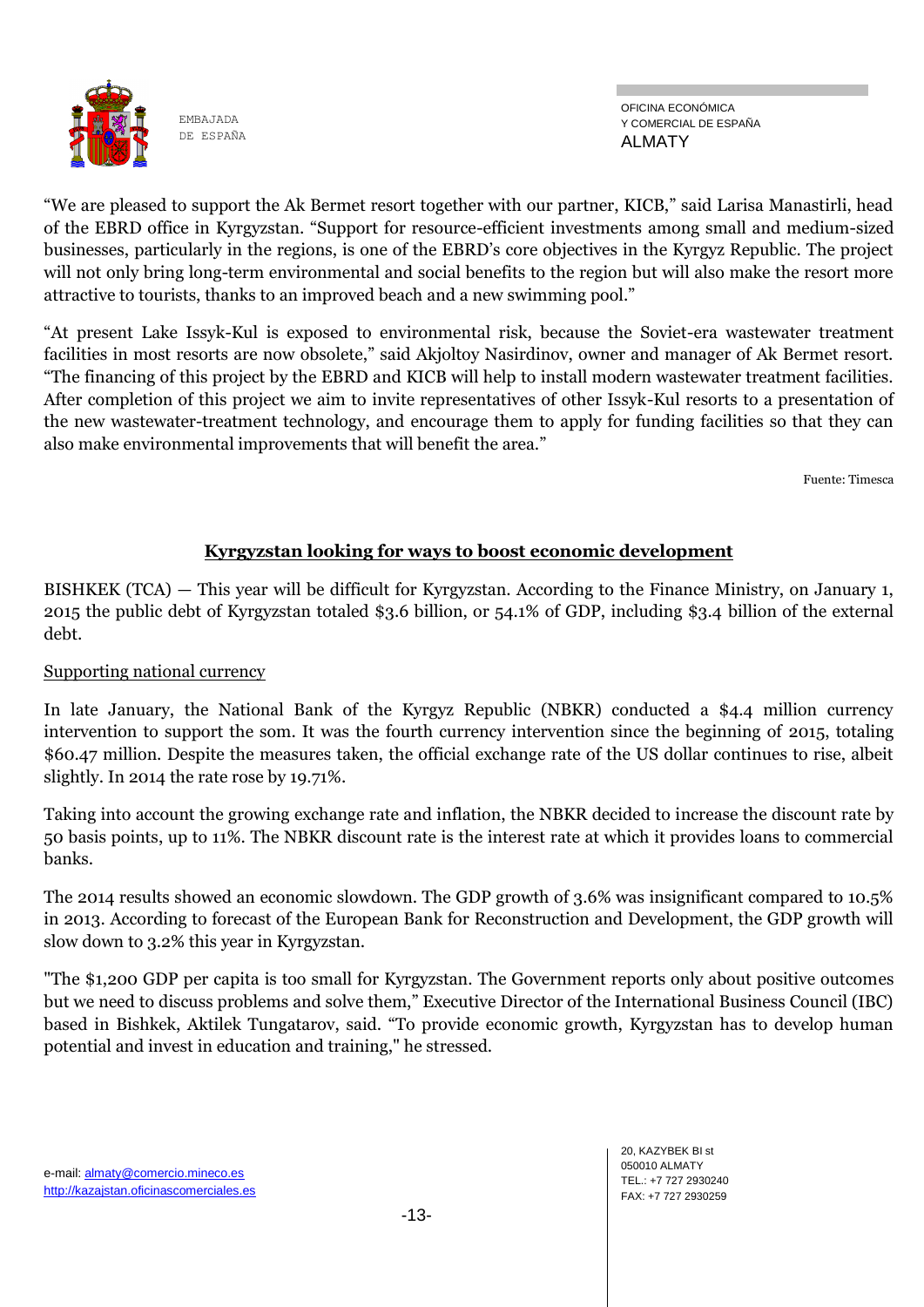“We are pleased to support the Ak Bermet resort together with our partner, KICB,” said Larisa Manastirli, head of the EBRD office in Kyrgyzstan. “Support for resource-efficient investments among small and medium-sized businesses, particularly in the regions, is one of the EBRD’s core objectives in the Kyrgyz Republic. The project will not only bring long-term environmental and social benefits to the region but will also make the resort more attractive to tourists, thanks to an improved beach and a new swimming pool.”

“At present Lake Issyk-Kul is exposed to environmental risk, because the Soviet-era wastewater treatment facilities in most resorts are now obsolete,” said Akjoltoy Nasirdinov, owner and manager of Ak Bermet resort. “The financing of this project by the EBRD and KICB will help to install modern wastewater treatment facilities. After completion of this project we aim to invite representatives of other Issyk-Kul resorts to a presentation of the new wastewater-treatment technology, and encourage them to apply for funding facilities so that they can also make environmental improvements that will benefit the area.”

Fuente: Timesca

## Kyrgyzstan looking for ways to boost economic development

BISHKEK (TCA) — This year will be difficult for Kyrgyzstan. According to the Finance Ministry, on January 1, 2015 the public debt of Kyrgyzstan totaled $3.6 billion, or 54.1% of GDP, including $3.4 billion of the external debt.

### Supporting national currency

In late January, the National Bank of the Kyrgyz Republic (NBKR) conducted a $4.4 million currency intervention to support the som. It was the fourth currency intervention since the beginning of 2015, totaling $60.47 million. Despite the measures taken, the official exchange rate of the US dollar continues to rise, albeit slightly. In 2014 the rate rose by 19.71%.

Taking into account the growing exchange rate and inflation, the NBKR decided to increase the discount rate by 50 basis points, up to 11%. The NBKR discount rate is the interest rate at which it provides loans to commercial banks.

The 2014 results showed an economic slowdown. The GDP growth of 3.6% was insignificant compared to 10.5% in 2013. According to forecast of the European Bank for Reconstruction and Development, the GDP growth will slow down to 3.2% this year in Kyrgyzstan.

"The $1,200 GDP per capita is too small for Kyrgyzstan. The Government reports only about positive outcomes but we need to discuss problems and solve them,” Executive Director of the International Business Council (IBC) based in Bishkek, Aktilek Tungatarov, said. “To provide economic growth, Kyrgyzstan has to develop human potential and invest in education and training," he stressed.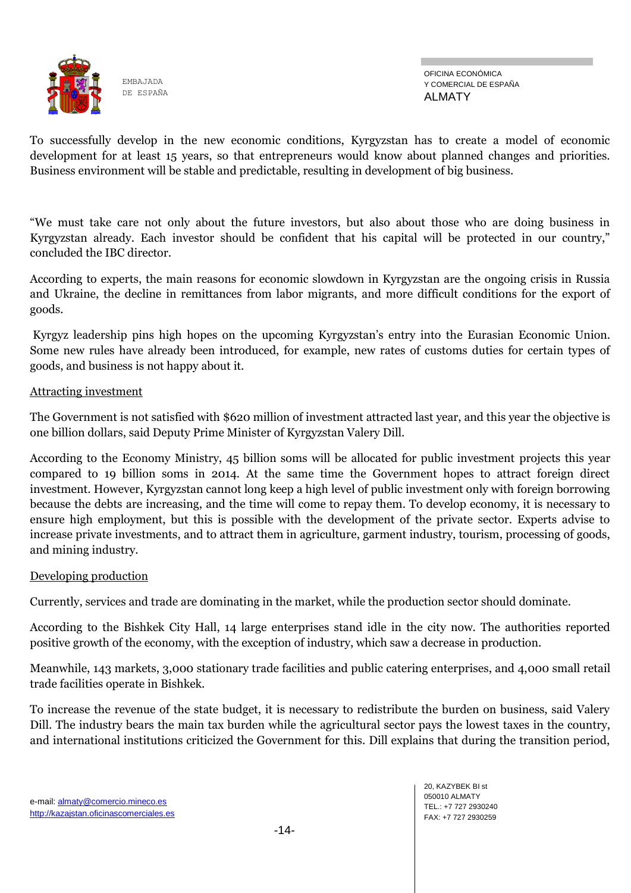To successfully develop in the new economic conditions, Kyrgyzstan has to create a model of economic development for at least 15 years, so that entrepreneurs would know about planned changes and priorities. Business environment will be stable and predictable, resulting in development of big business.

"We must take care not only about the future investors, but also about those who are doing business in Kyrgyzstan already. Each investor should be confident that his capital will be protected in our country," concluded the IBC director.

According to experts, the main reasons for economic slowdown in Kyrgyzstan are the ongoing crisis in Russia and Ukraine, the decline in remittances from labor migrants, and more difficult conditions for the export of goods.

Kyrgyz leadership pins high hopes on the upcoming Kyrgyzstan's entry into the Eurasian Economic Union. Some new rules have already been introduced, for example, new rates of customs duties for certain types of goods, and business is not happy about it.

## Attracting investment

The Government is not satisfied with $620 million of investment attracted last year, and this year the objective is one billion dollars, said Deputy Prime Minister of Kyrgyzstan Valery Dill.

According to the Economy Ministry, 45 billion soms will be allocated for public investment projects this year compared to 19 billion soms in 2014. At the same time the Government hopes to attract foreign direct investment. However, Kyrgyzstan cannot long keep a high level of public investment only with foreign borrowing because the debts are increasing, and the time will come to repay them. To develop economy, it is necessary to ensure high employment, but this is possible with the development of the private sector. Experts advise to increase private investments, and to attract them in agriculture, garment industry, tourism, processing of goods, and mining industry.

## Developing production

Currently, services and trade are dominating in the market, while the production sector should dominate.

According to the Bishkek City Hall, 14 large enterprises stand idle in the city now. The authorities reported positive growth of the economy, with the exception of industry, which saw a decrease in production.

Meanwhile, 143 markets, 3,000 stationary trade facilities and public catering enterprises, and 4,000 small retail trade facilities operate in Bishkek.

To increase the revenue of the state budget, it is necessary to redistribute the burden on business, said Valery Dill. The industry bears the main tax burden while the agricultural sector pays the lowest taxes in the country, and international institutions criticized the Government for this. Dill explains that during the transition period,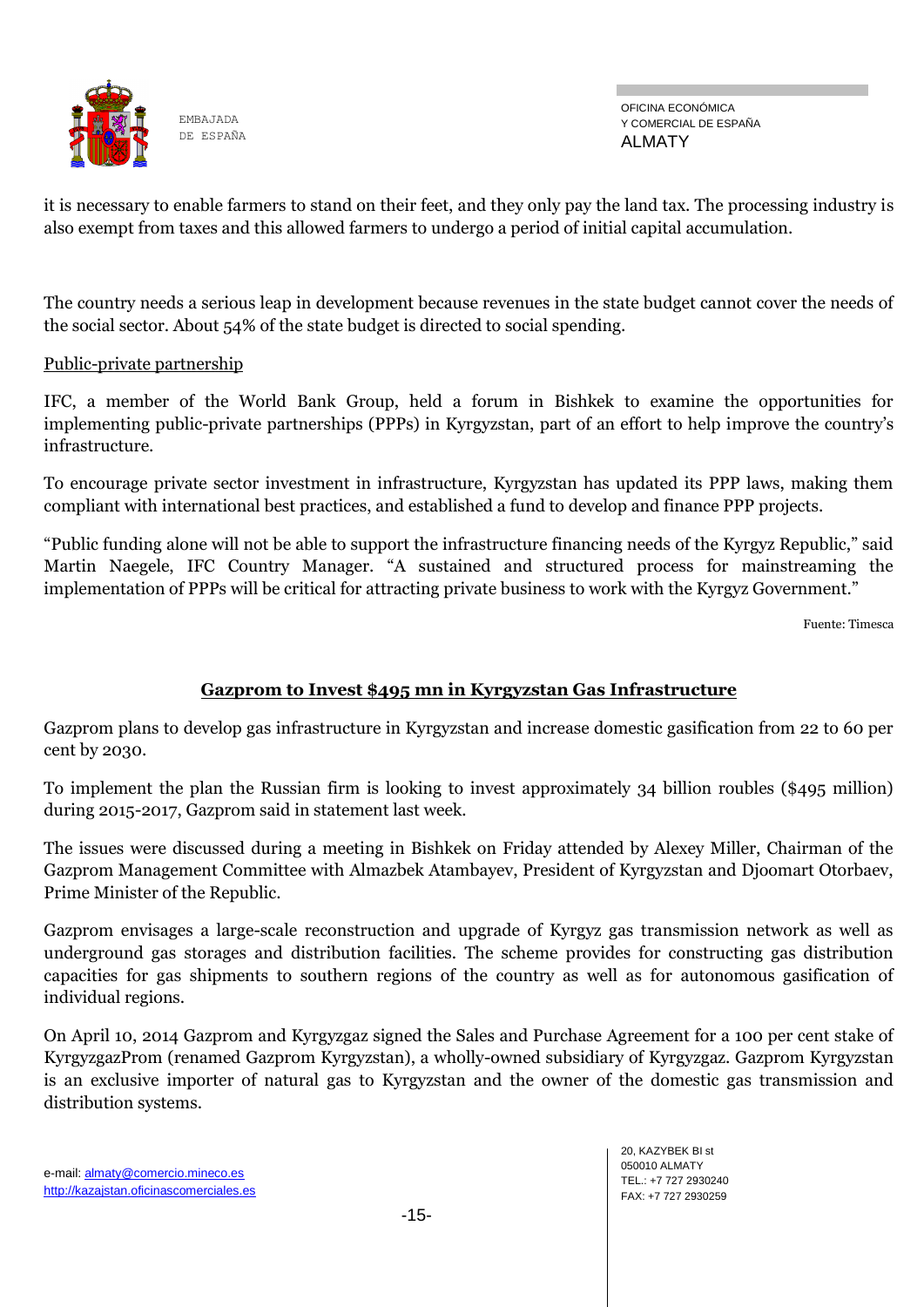it is necessary to enable farmers to stand on their feet, and they only pay the land tax. The processing industry is also exempt from taxes and this allowed farmers to undergo a period of initial capital accumulation.

The country needs a serious leap in development because revenues in the state budget cannot cover the needs of the social sector. About 54% of the state budget is directed to social spending.

Public-private partnership

IFC, a member of the World Bank Group, held a forum in Bishkek to examine the opportunities for implementing public-private partnerships (PPPs) in Kyrgyzstan, part of an effort to help improve the country's infrastructure.

To encourage private sector investment in infrastructure, Kyrgyzstan has updated its PPP laws, making them compliant with international best practices, and established a fund to develop and finance PPP projects.

"Public funding alone will not be able to support the infrastructure financing needs of the Kyrgyz Republic," said Martin Naegele, IFC Country Manager. "A sustained and structured process for mainstreaming the implementation of PPPs will be critical for attracting private business to work with the Kyrgyz Government."

Fuente: Timesca

## Gazprom to Invest $495 mn in Kyrgyzstan Gas Infrastructure

Gazprom plans to develop gas infrastructure in Kyrgyzstan and increase domestic gasification from 22 to 60 per cent by 2030.

To implement the plan the Russian firm is looking to invest approximately 34 billion roubles ($495 million) during 2015-2017, Gazprom said in statement last week.

The issues were discussed during a meeting in Bishkek on Friday attended by Alexey Miller, Chairman of the Gazprom Management Committee with Almazbek Atambayev, President of Kyrgyzstan and Djoomart Otorbaev, Prime Minister of the Republic.

Gazprom envisages a large-scale reconstruction and upgrade of Kyrgyz gas transmission network as well as underground gas storages and distribution facilities. The scheme provides for constructing gas distribution capacities for gas shipments to southern regions of the country as well as for autonomous gasification of individual regions.

On April 10, 2014 Gazprom and Kyrgyzgaz signed the Sales and Purchase Agreement for a 100 per cent stake of KyrgyzgazProm (renamed Gazprom Kyrgyzstan), a wholly-owned subsidiary of Kyrgyzgaz. Gazprom Kyrgyzstan is an exclusive importer of natural gas to Kyrgyzstan and the owner of the domestic gas transmission and distribution systems.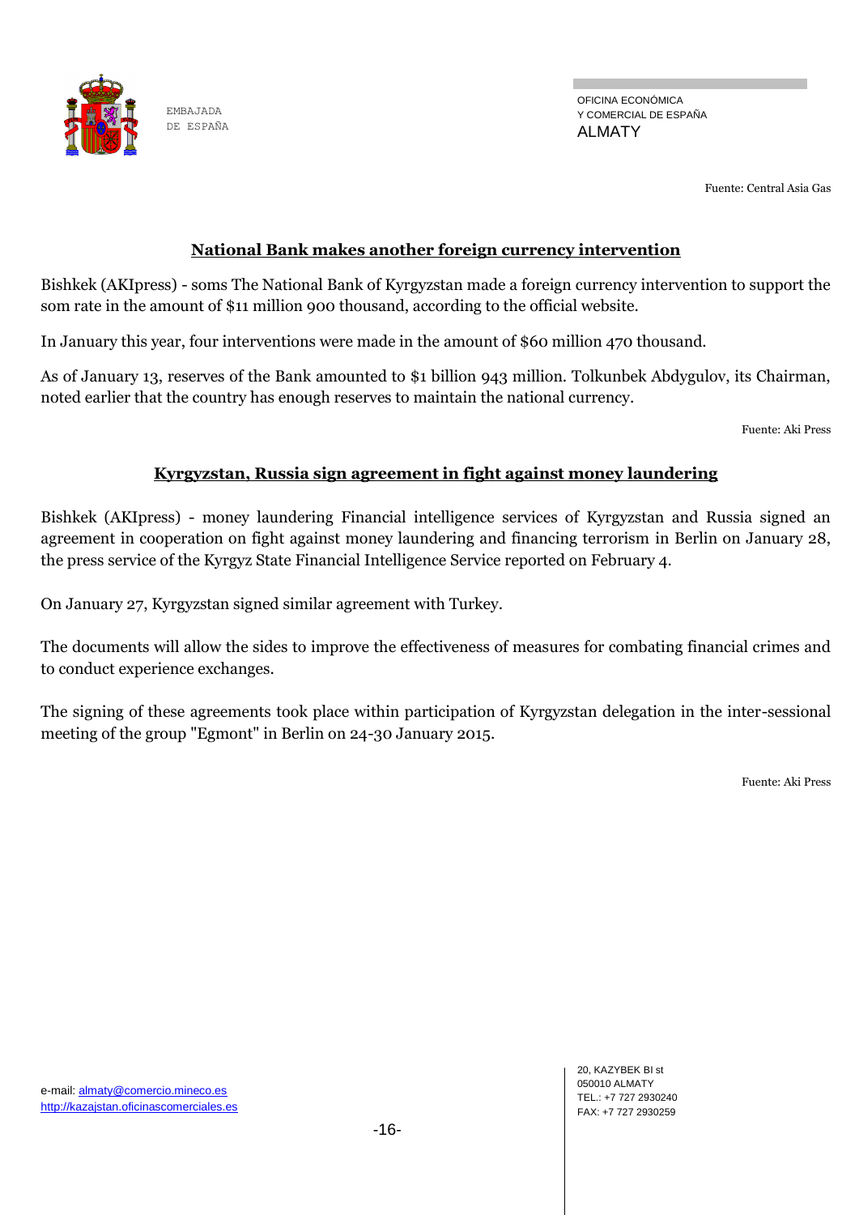Fuente: Central Asia Gas

## National Bank makes another foreign currency intervention

Bishkek (AKIpress) - soms The National Bank of Kyrgyzstan made a foreign currency intervention to support the som rate in the amount of $11 million 900 thousand, according to the official website.

In January this year, four interventions were made in the amount of $60 million 470 thousand.

As of January 13, reserves of the Bank amounted to $1 billion 943 million. Tolkunbek Abdygulov, its Chairman, noted earlier that the country has enough reserves to maintain the national currency.

Fuente: Aki Press

## Kyrgyzstan, Russia sign agreement in fight against money laundering

Bishkek (AKIpress) - money laundering Financial intelligence services of Kyrgyzstan and Russia signed an agreement in cooperation on fight against money laundering and financing terrorism in Berlin on January 28, the press service of the Kyrgyz State Financial Intelligence Service reported on February 4.

On January 27, Kyrgyzstan signed similar agreement with Turkey.

The documents will allow the sides to improve the effectiveness of measures for combating financial crimes and to conduct experience exchanges.

The signing of these agreements took place within participation of Kyrgyzstan delegation in the inter-sessional meeting of the group "Egmont" in Berlin on 24-30 January 2015.

Fuente: Aki Press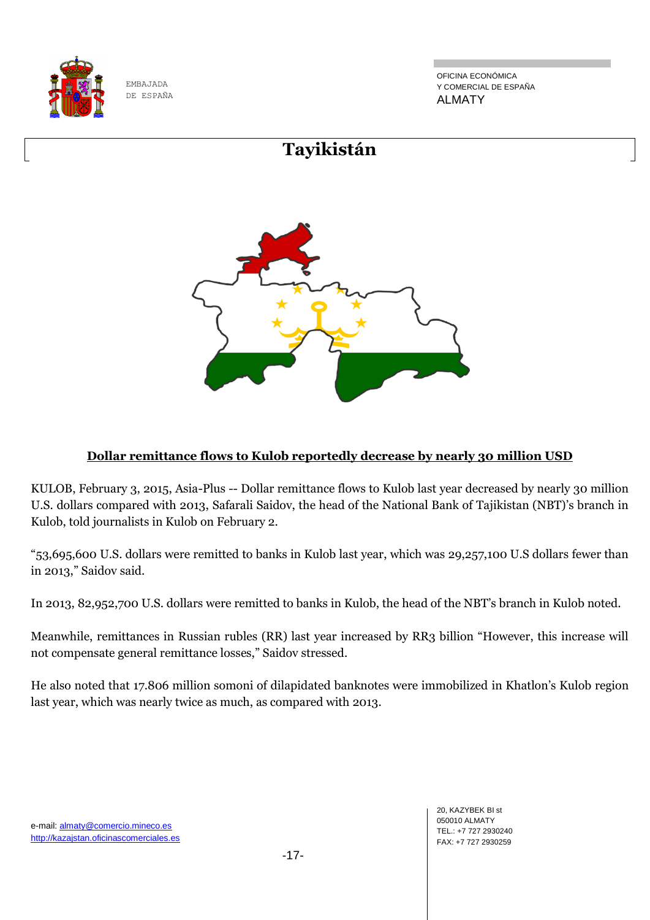# Tayikistán

## Dollar remittance flows to Kulob reportedly decrease by nearly 30 million USD

KULOB, February 3, 2015, Asia-Plus -- Dollar remittance flows to Kulob last year decreased by nearly 30 million U.S. dollars compared with 2013, Safarali Saidov, the head of the National Bank of Tajikistan (NBT)'s branch in Kulob, told journalists in Kulob on February 2.

"53,695,600 U.S. dollars were remitted to banks in Kulob last year, which was 29,257,100 U.S dollars fewer than in 2013," Saidov said.

In 2013, 82,952,700 U.S. dollars were remitted to banks in Kulob, the head of the NBT's branch in Kulob noted.

Meanwhile, remittances in Russian rubles (RR) last year increased by RR3 billion "However, this increase will not compensate general remittance losses," Saidov stressed.

He also noted that 17.806 million somoni of dilapidated banknotes were immobilized in Khatlon's Kulob region last year, which was nearly twice as much, as compared with 2013.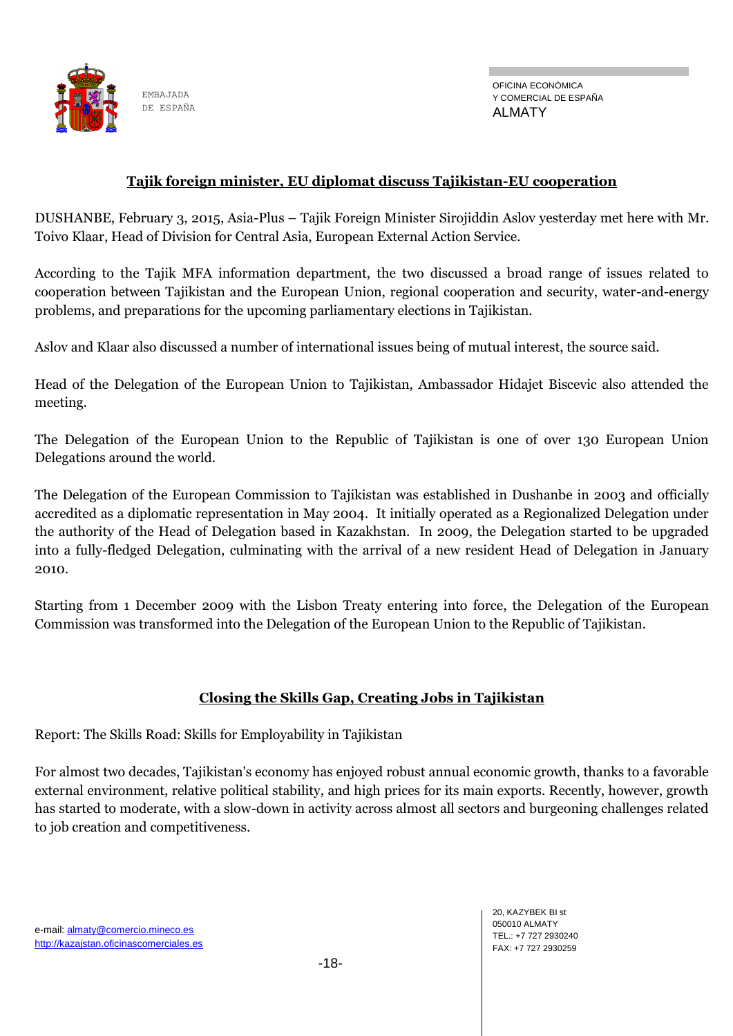## Tajik foreign minister, EU diplomat discuss Tajikistan-EU cooperation

DUSHANBE, February 3, 2015, Asia-Plus – Tajik Foreign Minister Sirojiddin Aslov yesterday met here with Mr. Toivo Klaar, Head of Division for Central Asia, European External Action Service.

According to the Tajik MFA information department, the two discussed a broad range of issues related to cooperation between Tajikistan and the European Union, regional cooperation and security, water-and-energy problems, and preparations for the upcoming parliamentary elections in Tajikistan.

Aslov and Klaar also discussed a number of international issues being of mutual interest, the source said.

Head of the Delegation of the European Union to Tajikistan, Ambassador Hidajet Biscevic also attended the meeting.

The Delegation of the European Union to the Republic of Tajikistan is one of over 130 European Union Delegations around the world.

The Delegation of the European Commission to Tajikistan was established in Dushanbe in 2003 and officially accredited as a diplomatic representation in May 2004. It initially operated as a Regionalized Delegation under the authority of the Head of Delegation based in Kazakhstan. In 2009, the Delegation started to be upgraded into a fully-fledged Delegation, culminating with the arrival of a new resident Head of Delegation in January 2010.

Starting from 1 December 2009 with the Lisbon Treaty entering into force, the Delegation of the European Commission was transformed into the Delegation of the European Union to the Republic of Tajikistan.

## Closing the Skills Gap, Creating Jobs in Tajikistan

Report: The Skills Road: Skills for Employability in Tajikistan

For almost two decades, Tajikistan's economy has enjoyed robust annual economic growth, thanks to a favorable external environment, relative political stability, and high prices for its main exports. Recently, however, growth has started to moderate, with a slow-down in activity across almost all sectors and burgeoning challenges related to job creation and competitiveness.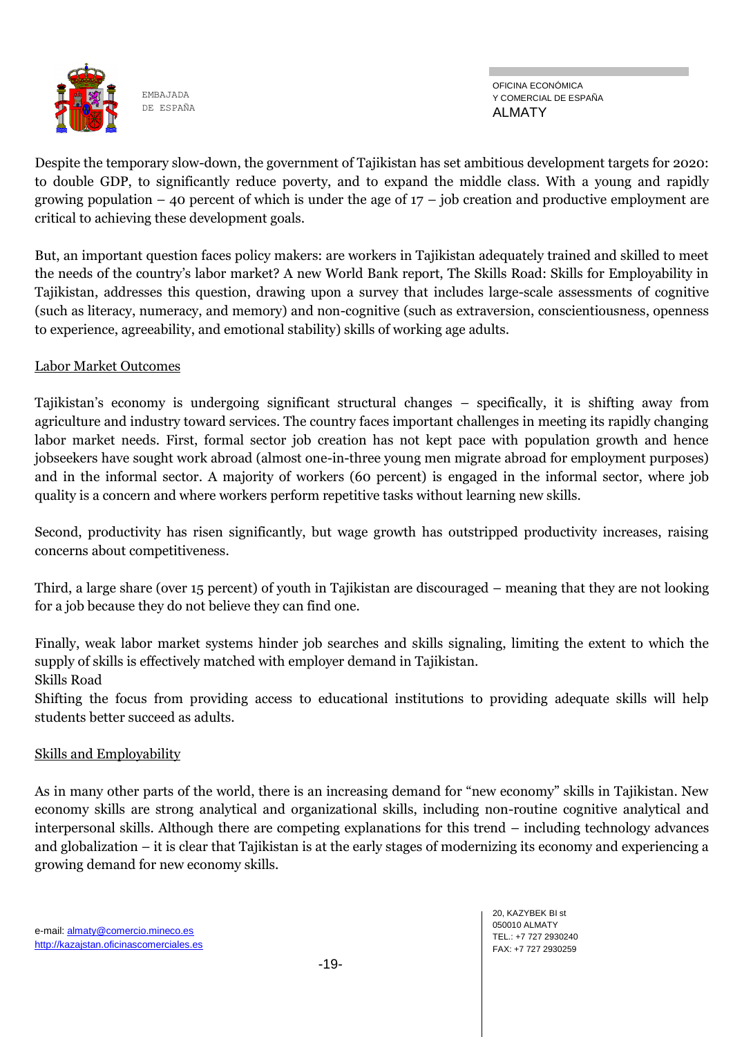Despite the temporary slow-down, the government of Tajikistan has set ambitious development targets for 2020: to double GDP, to significantly reduce poverty, and to expand the middle class. With a young and rapidly growing population – 40 percent of which is under the age of 17 – job creation and productive employment are critical to achieving these development goals.

But, an important question faces policy makers: are workers in Tajikistan adequately trained and skilled to meet the needs of the country's labor market? A new World Bank report, The Skills Road: Skills for Employability in Tajikistan, addresses this question, drawing upon a survey that includes large-scale assessments of cognitive (such as literacy, numeracy, and memory) and non-cognitive (such as extraversion, conscientiousness, openness to experience, agreeability, and emotional stability) skills of working age adults.

<u>Labor Market Outcomes</u>

Tajikistan's economy is undergoing significant structural changes – specifically, it is shifting away from agriculture and industry toward services. The country faces important challenges in meeting its rapidly changing labor market needs. First, formal sector job creation has not kept pace with population growth and hence jobseekers have sought work abroad (almost one-in-three young men migrate abroad for employment purposes) and in the informal sector. A majority of workers (60 percent) is engaged in the informal sector, where job quality is a concern and where workers perform repetitive tasks without learning new skills.

Second, productivity has risen significantly, but wage growth has outstripped productivity increases, raising concerns about competitiveness.

Third, a large share (over 15 percent) of youth in Tajikistan are discouraged – meaning that they are not looking for a job because they do not believe they can find one.

Finally, weak labor market systems hinder job searches and skills signaling, limiting the extent to which the supply of skills is effectively matched with employer demand in Tajikistan.
Skills Road
Shifting the focus from providing access to educational institutions to providing adequate skills will help students better succeed as adults.

<u>Skills and Employability</u>

As in many other parts of the world, there is an increasing demand for "new economy" skills in Tajikistan. New economy skills are strong analytical and organizational skills, including non-routine cognitive analytical and interpersonal skills. Although there are competing explanations for this trend – including technology advances and globalization – it is clear that Tajikistan is at the early stages of modernizing its economy and experiencing a growing demand for new economy skills.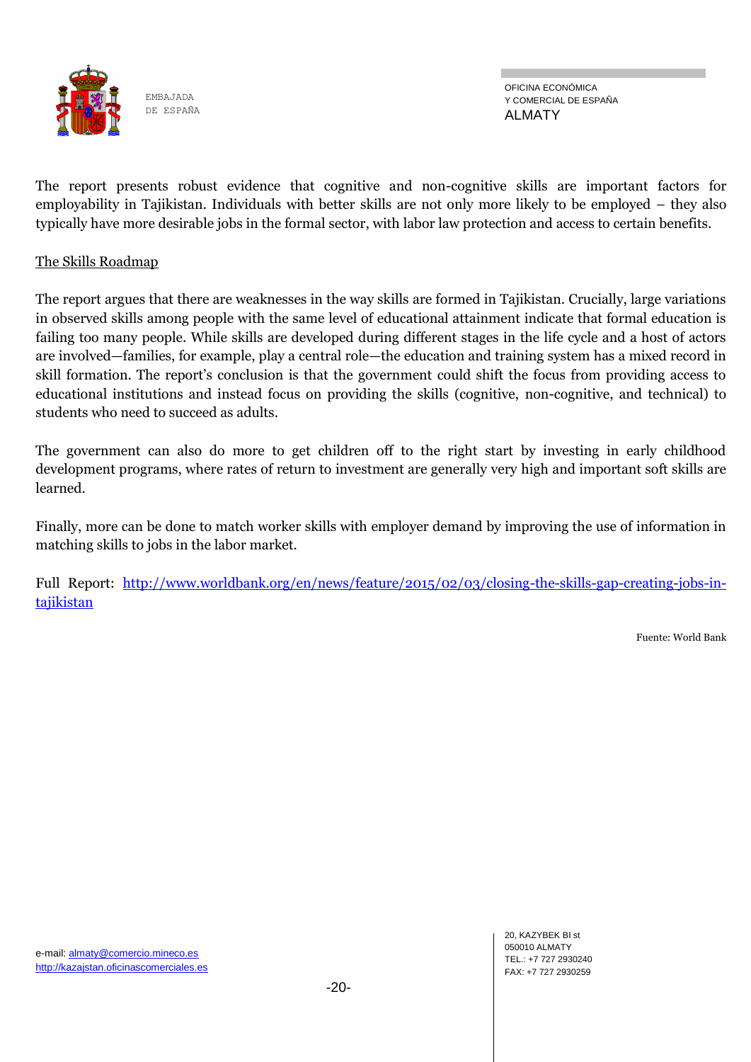The report presents robust evidence that cognitive and non-cognitive skills are important factors for employability in Tajikistan. Individuals with better skills are not only more likely to be employed – they also typically have more desirable jobs in the formal sector, with labor law protection and access to certain benefits.

The Skills Roadmap

The report argues that there are weaknesses in the way skills are formed in Tajikistan. Crucially, large variations in observed skills among people with the same level of educational attainment indicate that formal education is failing too many people. While skills are developed during different stages in the life cycle and a host of actors are involved—families, for example, play a central role—the education and training system has a mixed record in skill formation. The report's conclusion is that the government could shift the focus from providing access to educational institutions and instead focus on providing the skills (cognitive, non-cognitive, and technical) to students who need to succeed as adults.

The government can also do more to get children off to the right start by investing in early childhood development programs, where rates of return to investment are generally very high and important soft skills are learned.

Finally, more can be done to match worker skills with employer demand by improving the use of information in matching skills to jobs in the labor market.

Full Report: [http://www.worldbank.org/en/news/feature/2015/02/03/closing-the-skills-gap-creating-jobs-in-tajikistan](http://www.worldbank.org/en/news/feature/2015/02/03/closing-the-skills-gap-creating-jobs-in-tajikistan)

Fuente: World Bank